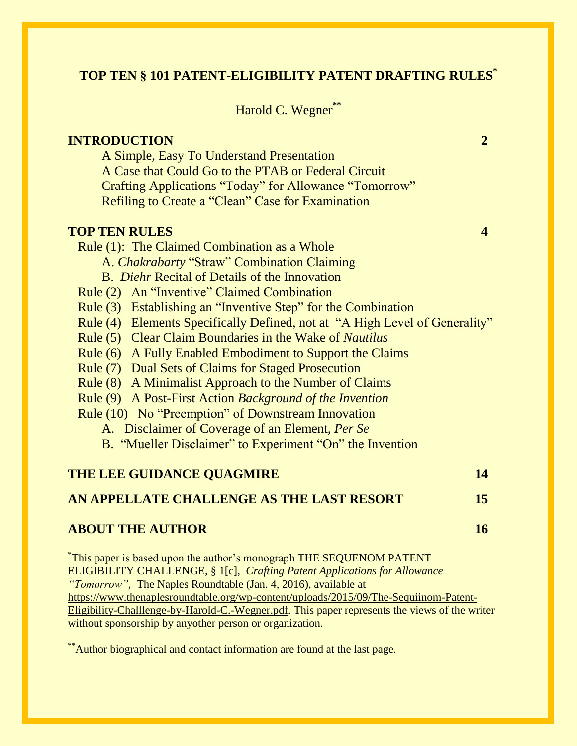# TOP TEN § 101 PATENT-ELIGIBILITY PATENT DRAFTING RULES*

Harold C. Wegner**

**INTRODUCTION** **2**

- A Simple, Easy To Understand Presentation
- A Case that Could Go to the PTAB or Federal Circuit
- Crafting Applications "Today" for Allowance "Tomorrow"
- Refiling to Create a "Clean" Case for Examination

**TOP TEN RULES** **4**

- Rule (1): The Claimed Combination as a Whole
  - A. *Chakrabarty* "Straw" Combination Claiming
  - B. *Diehr* Recital of Details of the Innovation
- Rule (2) An "Inventive" Claimed Combination
- Rule (3) Establishing an "Inventive Step" for the Combination
- Rule (4) Elements Specifically Defined, not at "A High Level of Generality"
- Rule (5) Clear Claim Boundaries in the Wake of *Nautilus*
- Rule (6) A Fully Enabled Embodiment to Support the Claims
- Rule (7) Dual Sets of Claims for Staged Prosecution
- Rule (8) A Minimalist Approach to the Number of Claims
- Rule (9) A Post-First Action *Background of the Invention*
- Rule (10) No "Preemption" of Downstream Innovation
  - A. Disclaimer of Coverage of an Element, *Per Se*
  - B. "Mueller Disclaimer" to Experiment "On" the Invention

**THE LEE GUIDANCE QUAGMIRE** **14**

**AN APPELLATE CHALLENGE AS THE LAST RESORT** **15**

**ABOUT THE AUTHOR** **16**

*This paper is based upon the author's monograph THE SEQUENOM PATENT ELIGIBILITY CHALLENGE, § 1[c], *Crafting Patent Applications for Allowance "Tomorrow"*, The Naples Roundtable (Jan. 4, 2016), available at https://www.thenaplesroundtable.org/wp-content/uploads/2015/09/The-Sequiinom-Patent-Eligibility-Challlenge-by-Harold-C.-Wegner.pdf. This paper represents the views of the writer without sponsorship by anyother person or organization.

**Author biographical and contact information are found at the last page.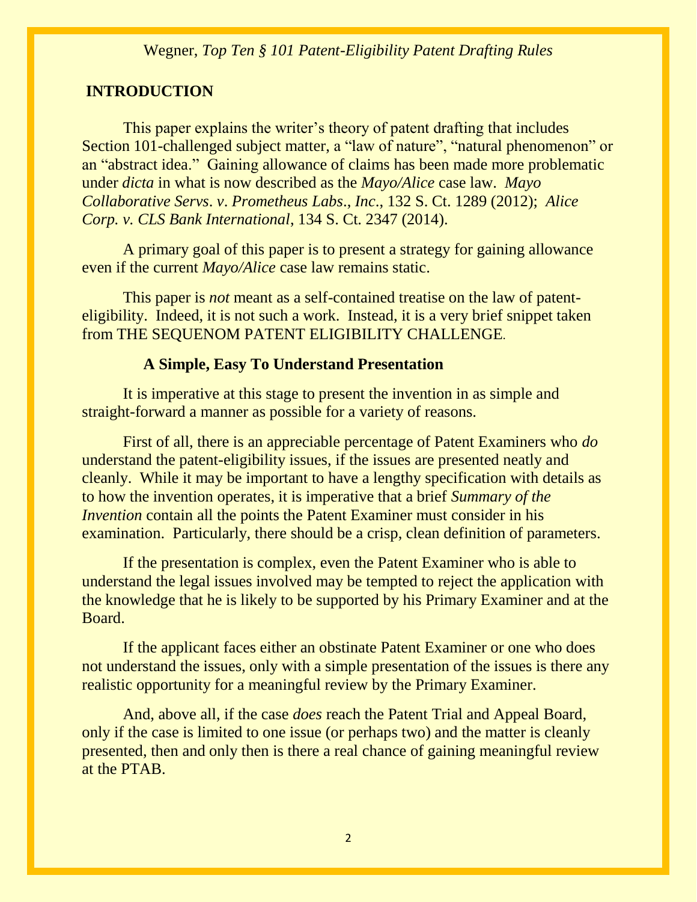## INTRODUCTION

This paper explains the writer's theory of patent drafting that includes Section 101-challenged subject matter, a "law of nature", "natural phenomenon" or an "abstract idea." Gaining allowance of claims has been made more problematic under *dicta* in what is now described as the *Mayo/Alice* case law. *Mayo Collaborative Servs. v. Prometheus Labs., Inc.*, 132 S. Ct. 1289 (2012); *Alice Corp. v. CLS Bank International*, 134 S. Ct. 2347 (2014).

A primary goal of this paper is to present a strategy for gaining allowance even if the current *Mayo/Alice* case law remains static.

This paper is *not* meant as a self-contained treatise on the law of patent-eligibility. Indeed, it is not such a work. Instead, it is a very brief snippet taken from THE SEQUENOM PATENT ELIGIBILITY CHALLENGE.

### A Simple, Easy To Understand Presentation

It is imperative at this stage to present the invention in as simple and straight-forward a manner as possible for a variety of reasons.

First of all, there is an appreciable percentage of Patent Examiners who *do* understand the patent-eligibility issues, if the issues are presented neatly and cleanly. While it may be important to have a lengthy specification with details as to how the invention operates, it is imperative that a brief *Summary of the Invention* contain all the points the Patent Examiner must consider in his examination. Particularly, there should be a crisp, clean definition of parameters.

If the presentation is complex, even the Patent Examiner who is able to understand the legal issues involved may be tempted to reject the application with the knowledge that he is likely to be supported by his Primary Examiner and at the Board.

If the applicant faces either an obstinate Patent Examiner or one who does not understand the issues, only with a simple presentation of the issues is there any realistic opportunity for a meaningful review by the Primary Examiner.

And, above all, if the case *does* reach the Patent Trial and Appeal Board, only if the case is limited to one issue (or perhaps two) and the matter is cleanly presented, then and only then is there a real chance of gaining meaningful review at the PTAB.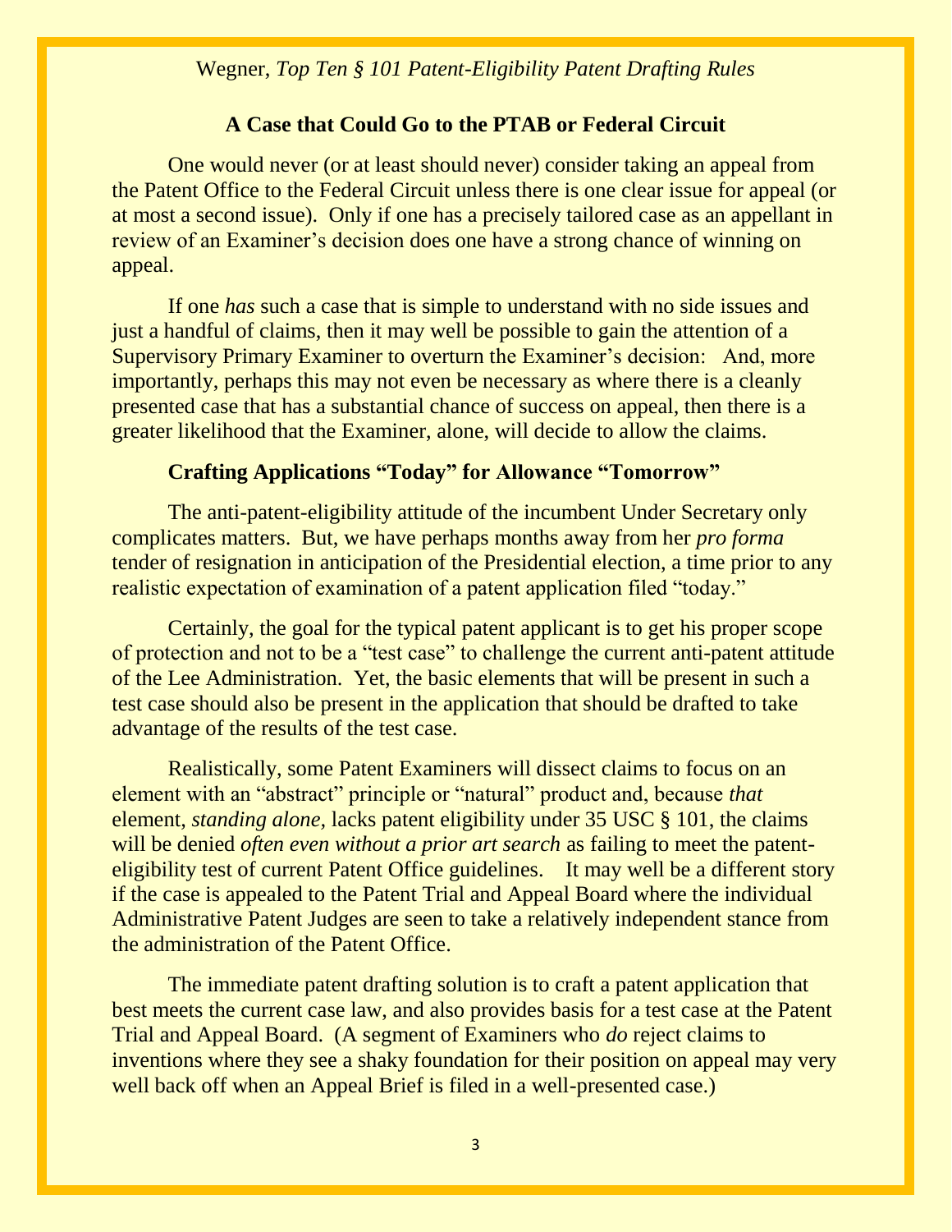### A Case that Could Go to the PTAB or Federal Circuit

One would never (or at least should never) consider taking an appeal from the Patent Office to the Federal Circuit unless there is one clear issue for appeal (or at most a second issue). Only if one has a precisely tailored case as an appellant in review of an Examiner's decision does one have a strong chance of winning on appeal.

If one *has* such a case that is simple to understand with no side issues and just a handful of claims, then it may well be possible to gain the attention of a Supervisory Primary Examiner to overturn the Examiner's decision: And, more importantly, perhaps this may not even be necessary as where there is a cleanly presented case that has a substantial chance of success on appeal, then there is a greater likelihood that the Examiner, alone, will decide to allow the claims.

### Crafting Applications "Today" for Allowance "Tomorrow"

The anti-patent-eligibility attitude of the incumbent Under Secretary only complicates matters. But, we have perhaps months away from her *pro forma* tender of resignation in anticipation of the Presidential election, a time prior to any realistic expectation of examination of a patent application filed "today."

Certainly, the goal for the typical patent applicant is to get his proper scope of protection and not to be a "test case" to challenge the current anti-patent attitude of the Lee Administration. Yet, the basic elements that will be present in such a test case should also be present in the application that should be drafted to take advantage of the results of the test case.

Realistically, some Patent Examiners will dissect claims to focus on an element with an "abstract" principle or "natural" product and, because *that* element, *standing alone,* lacks patent eligibility under 35 USC § 101, the claims will be denied *often even without a prior art search* as failing to meet the patent-eligibility test of current Patent Office guidelines. It may well be a different story if the case is appealed to the Patent Trial and Appeal Board where the individual Administrative Patent Judges are seen to take a relatively independent stance from the administration of the Patent Office.

The immediate patent drafting solution is to craft a patent application that best meets the current case law, and also provides basis for a test case at the Patent Trial and Appeal Board. (A segment of Examiners who *do* reject claims to inventions where they see a shaky foundation for their position on appeal may very well back off when an Appeal Brief is filed in a well-presented case.)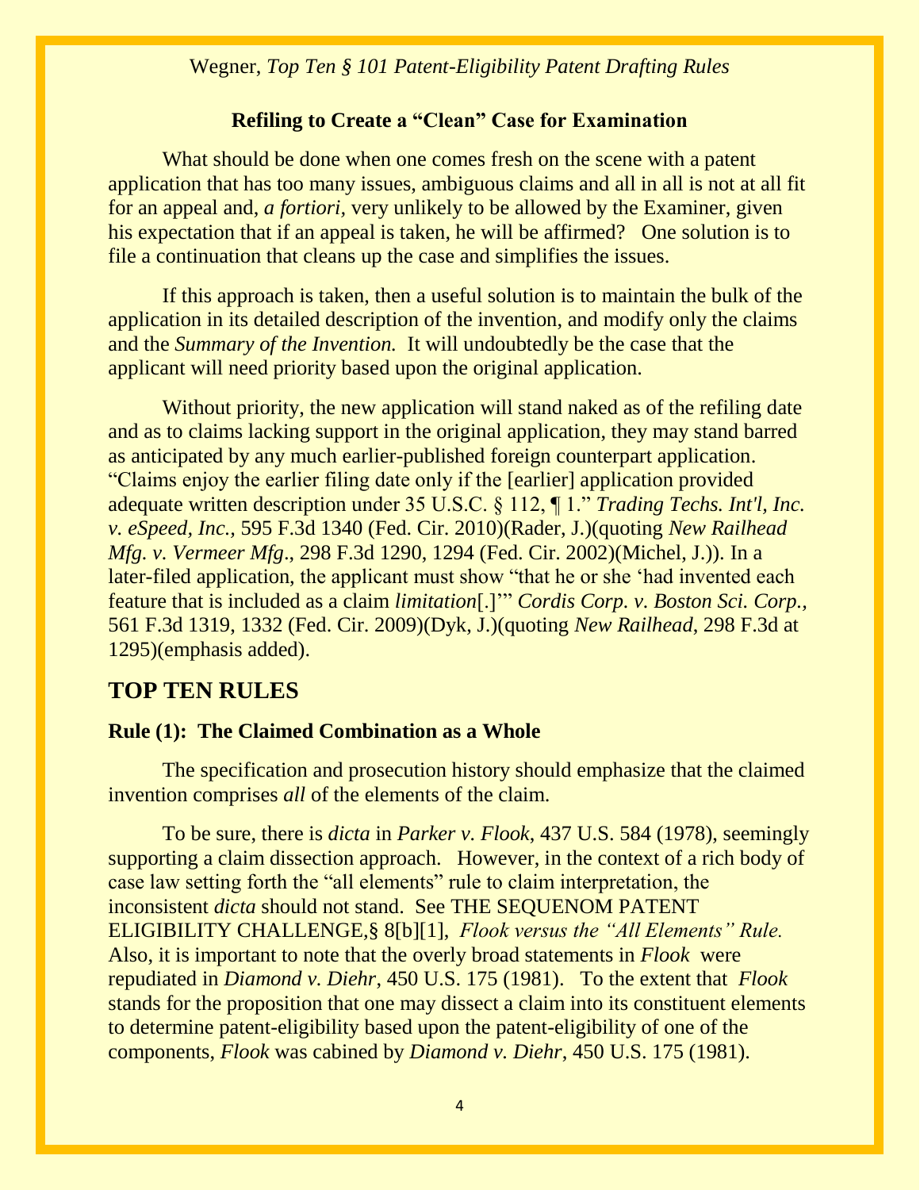### Refiling to Create a "Clean" Case for Examination

What should be done when one comes fresh on the scene with a patent application that has too many issues, ambiguous claims and all in all is not at all fit for an appeal and, *a fortiori*, very unlikely to be allowed by the Examiner, given his expectation that if an appeal is taken, he will be affirmed? One solution is to file a continuation that cleans up the case and simplifies the issues.

If this approach is taken, then a useful solution is to maintain the bulk of the application in its detailed description of the invention, and modify only the claims and the *Summary of the Invention.* It will undoubtedly be the case that the applicant will need priority based upon the original application.

Without priority, the new application will stand naked as of the refiling date and as to claims lacking support in the original application, they may stand barred as anticipated by any much earlier-published foreign counterpart application. "Claims enjoy the earlier filing date only if the [earlier] application provided adequate written description under 35 U.S.C. § 112, ¶ 1." *Trading Techs. Int'l, Inc. v. eSpeed, Inc.,* 595 F.3d 1340 (Fed. Cir. 2010)(Rader, J.)(quoting *New Railhead Mfg. v. Vermeer Mfg*., 298 F.3d 1290, 1294 (Fed. Cir. 2002)(Michel, J.)). In a later-filed application, the applicant must show "that he or she 'had invented each feature that is included as a claim *limitation*[.]'" *Cordis Corp. v. Boston Sci. Corp.,* 561 F.3d 1319, 1332 (Fed. Cir. 2009)(Dyk, J.)(quoting *New Railhead,* 298 F.3d at 1295)(emphasis added).

## TOP TEN RULES

### Rule (1): The Claimed Combination as a Whole

The specification and prosecution history should emphasize that the claimed invention comprises *all* of the elements of the claim.

To be sure, there is *dicta* in *Parker v. Flook*, 437 U.S. 584 (1978), seemingly supporting a claim dissection approach. However, in the context of a rich body of case law setting forth the "all elements" rule to claim interpretation, the inconsistent *dicta* should not stand. See THE SEQUENOM PATENT ELIGIBILITY CHALLENGE,§ 8[b][1], *Flook versus the "All Elements" Rule.* Also, it is important to note that the overly broad statements in *Flook* were repudiated in *Diamond v. Diehr*, 450 U.S. 175 (1981). To the extent that *Flook* stands for the proposition that one may dissect a claim into its constituent elements to determine patent-eligibility based upon the patent-eligibility of one of the components, *Flook* was cabined by *Diamond v. Diehr*, 450 U.S. 175 (1981).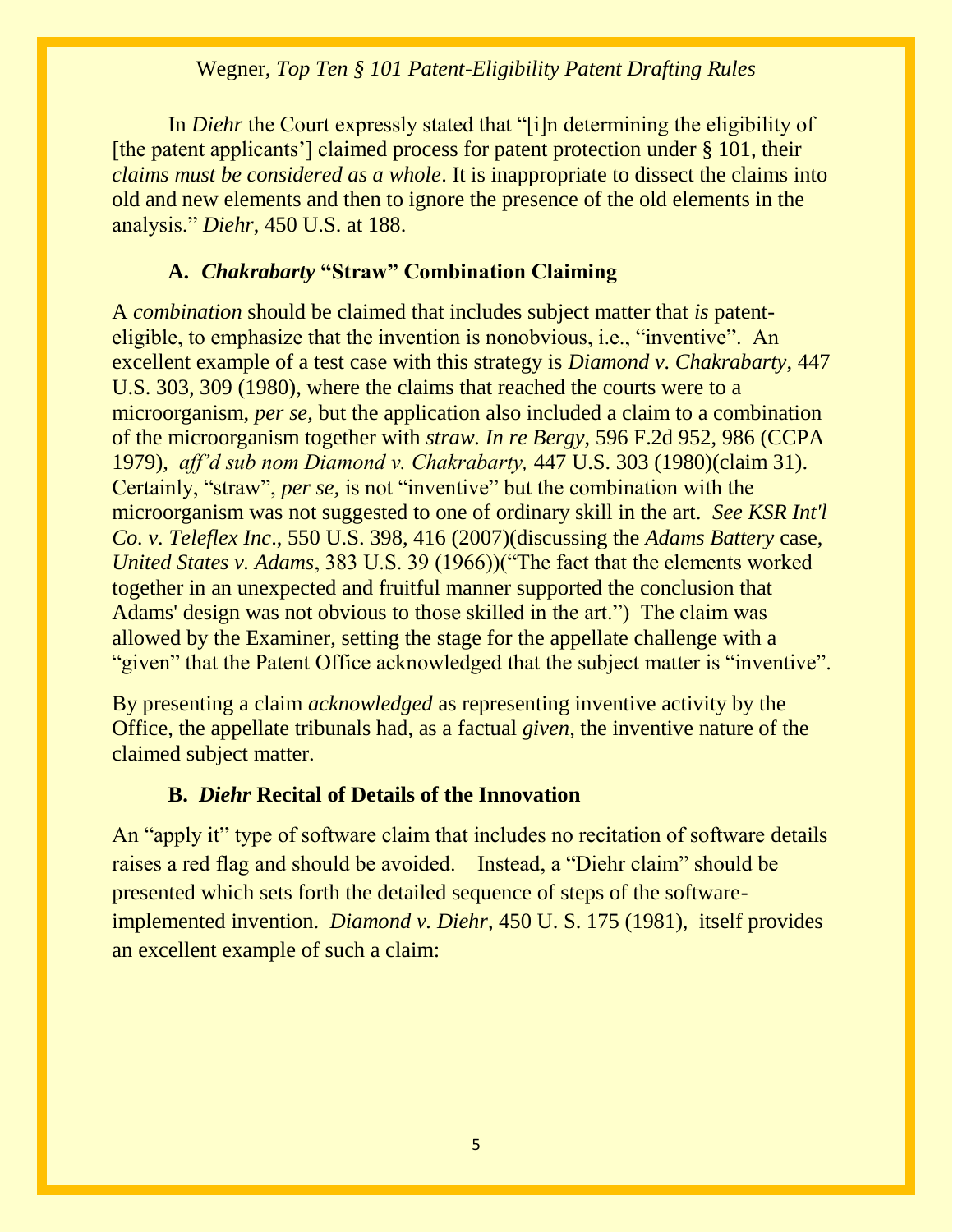In *Diehr* the Court expressly stated that "[i]n determining the eligibility of [the patent applicants'] claimed process for patent protection under § 101, their *claims must be considered as a whole*. It is inappropriate to dissect the claims into old and new elements and then to ignore the presence of the old elements in the analysis." *Diehr*, 450 U.S. at 188.

### A. *Chakrabarty* "Straw" Combination Claiming

A *combination* should be claimed that includes subject matter that *is* patent-eligible, to emphasize that the invention is nonobvious, i.e., "inventive". An excellent example of a test case with this strategy is *Diamond v. Chakrabarty*, 447 U.S. 303, 309 (1980), where the claims that reached the courts were to a microorganism, *per se,* but the application also included a claim to a combination of the microorganism together with *straw. In re Bergy*, 596 F.2d 952, 986 (CCPA 1979), *aff'd sub nom Diamond v. Chakrabarty,* 447 U.S. 303 (1980)(claim 31). Certainly, "straw", *per se,* is not "inventive" but the combination with the microorganism was not suggested to one of ordinary skill in the art. *See KSR Int'l Co. v. Teleflex Inc*., 550 U.S. 398, 416 (2007)(discussing the *Adams Battery* case, *United States v. Adams*, 383 U.S. 39 (1966))("The fact that the elements worked together in an unexpected and fruitful manner supported the conclusion that Adams' design was not obvious to those skilled in the art.") The claim was allowed by the Examiner, setting the stage for the appellate challenge with a "given" that the Patent Office acknowledged that the subject matter is "inventive".

By presenting a claim *acknowledged* as representing inventive activity by the Office, the appellate tribunals had, as a factual *given,* the inventive nature of the claimed subject matter.

### B. *Diehr* Recital of Details of the Innovation

An "apply it" type of software claim that includes no recitation of software details raises a red flag and should be avoided. Instead, a "Diehr claim" should be presented which sets forth the detailed sequence of steps of the software-implemented invention. *Diamond v Diehr*, 450 U. S. 175 (1981), itself provides an excellent example of such a claim: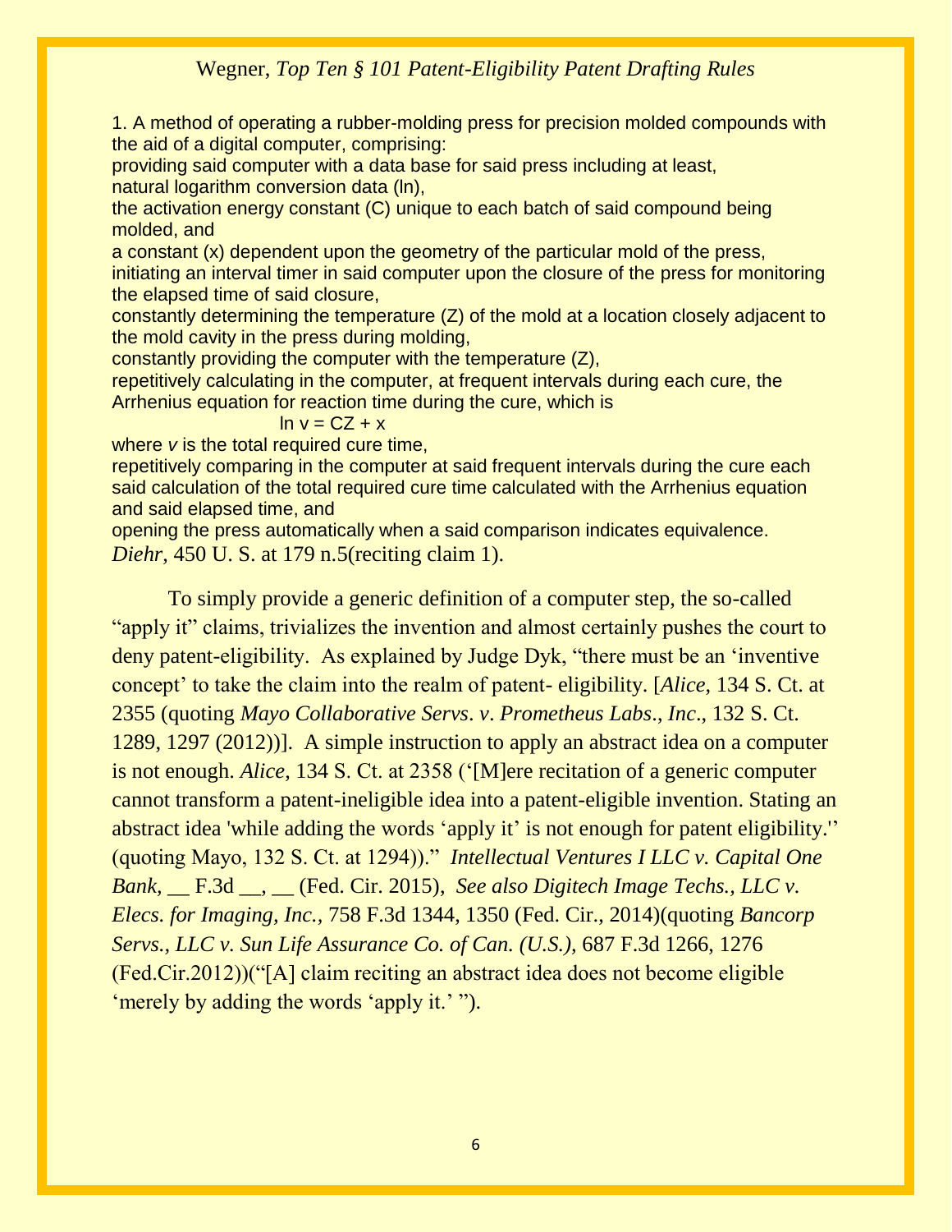1. A method of operating a rubber-molding press for precision molded compounds with the aid of a digital computer, comprising:
providing said computer with a data base for said press including at least,
natural logarithm conversion data (ln),
the activation energy constant (C) unique to each batch of said compound being molded, and
a constant (x) dependent upon the geometry of the particular mold of the press,
initiating an interval timer in said computer upon the closure of the press for monitoring the elapsed time of said closure,
constantly determining the temperature (Z) of the mold at a location closely adjacent to the mold cavity in the press during molding,
constantly providing the computer with the temperature (Z),
repetitively calculating in the computer, at frequent intervals during each cure, the Arrhenius equation for reaction time during the cure, which is

$$\ln v = CZ + x$$

where *v* is the total required cure time,
repetitively comparing in the computer at said frequent intervals during the cure each said calculation of the total required cure time calculated with the Arrhenius equation and said elapsed time, and
opening the press automatically when a said comparison indicates equivalence.
*Diehr*, 450 U. S. at 179 n.5(reciting claim 1).

To simply provide a generic definition of a computer step, the so-called "apply it" claims, trivializes the invention and almost certainly pushes the court to deny patent-eligibility. As explained by Judge Dyk, "there must be an 'inventive concept' to take the claim into the realm of patent- eligibility. [*Alice*, 134 S. Ct. at 2355 (quoting *Mayo Collaborative Servs. v. Prometheus Labs., Inc.*, 132 S. Ct. 1289, 1297 (2012))]. A simple instruction to apply an abstract idea on a computer is not enough. *Alice*, 134 S. Ct. at 2358 ('[M]ere recitation of a generic computer cannot transform a patent-ineligible idea into a patent-eligible invention. Stating an abstract idea 'while adding the words 'apply it' is not enough for patent eligibility.'' (quoting Mayo, 132 S. Ct. at 1294))." *Intellectual Ventures I LLC v. Capital One Bank,* __ F.3d __, __ (Fed. Cir. 2015), *See also Digitech Image Techs., LLC v. Elecs. for Imaging, Inc.*, 758 F.3d 1344, 1350 (Fed. Cir., 2014)(quoting *Bancorp Servs., LLC v. Sun Life Assurance Co. of Can. (U.S.),* 687 F.3d 1266, 1276 (Fed.Cir.2012))("[A] claim reciting an abstract idea does not become eligible 'merely by adding the words 'apply it.' ").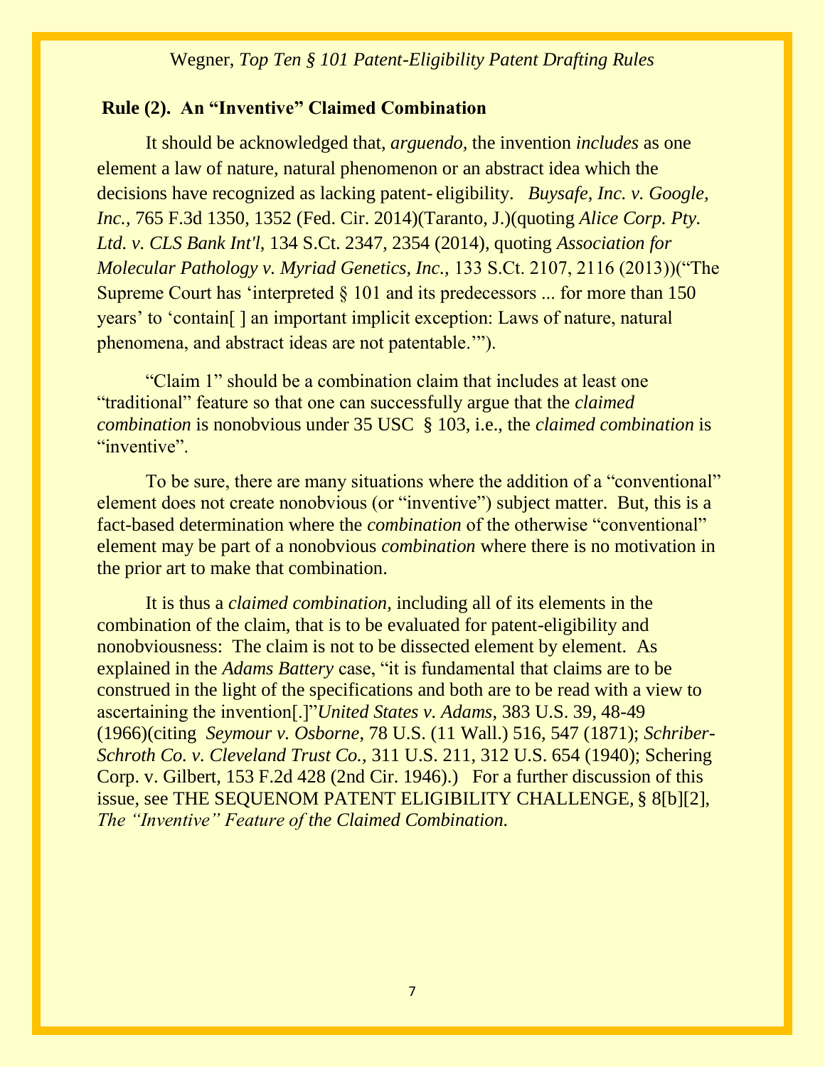## Rule (2). An "Inventive" Claimed Combination

It should be acknowledged that, *arguendo,* the invention *includes* as one element a law of nature, natural phenomenon or an abstract idea which the decisions have recognized as lacking patent- eligibility. *Buysafe, Inc. v. Google, Inc.,* 765 F.3d 1350, 1352 (Fed. Cir. 2014)(Taranto, J.)(quoting *Alice Corp. Pty. Ltd. v. CLS Bank Int'l*, 134 S.Ct. 2347, 2354 (2014), quoting *Association for Molecular Pathology v. Myriad Genetics, Inc.,* 133 S.Ct. 2107, 2116 (2013))("The Supreme Court has 'interpreted § 101 and its predecessors ... for more than 150 years' to 'contain[ ] an important implicit exception: Laws of nature, natural phenomena, and abstract ideas are not patentable.'").

"Claim 1" should be a combination claim that includes at least one "traditional" feature so that one can successfully argue that the *claimed combination* is nonobvious under 35 USC § 103, i.e., the *claimed combination* is "inventive".

To be sure, there are many situations where the addition of a "conventional" element does not create nonobvious (or "inventive") subject matter. But, this is a fact-based determination where the *combination* of the otherwise "conventional" element may be part of a nonobvious *combination* where there is no motivation in the prior art to make that combination.

It is thus a *claimed combination,* including all of its elements in the combination of the claim, that is to be evaluated for patent-eligibility and nonobviousness: The claim is not to be dissected element by element. As explained in the *Adams Battery* case, "it is fundamental that claims are to be construed in the light of the specifications and both are to be read with a view to ascertaining the invention[.]"*United States v. Adams*, 383 U.S. 39, 48-49 (1966)(citing *Seymour v. Osborne*, 78 U.S. (11 Wall.) 516, 547 (1871); *Schriber-Schroth Co. v. Cleveland Trust Co.,* 311 U.S. 211, 312 U.S. 654 (1940); Schering Corp. v. Gilbert, 153 F.2d 428 (2nd Cir. 1946).) For a further discussion of this issue, see THE SEQUENOM PATENT ELIGIBILITY CHALLENGE, § 8[b][2], *The "Inventive" Feature of the Claimed Combination.*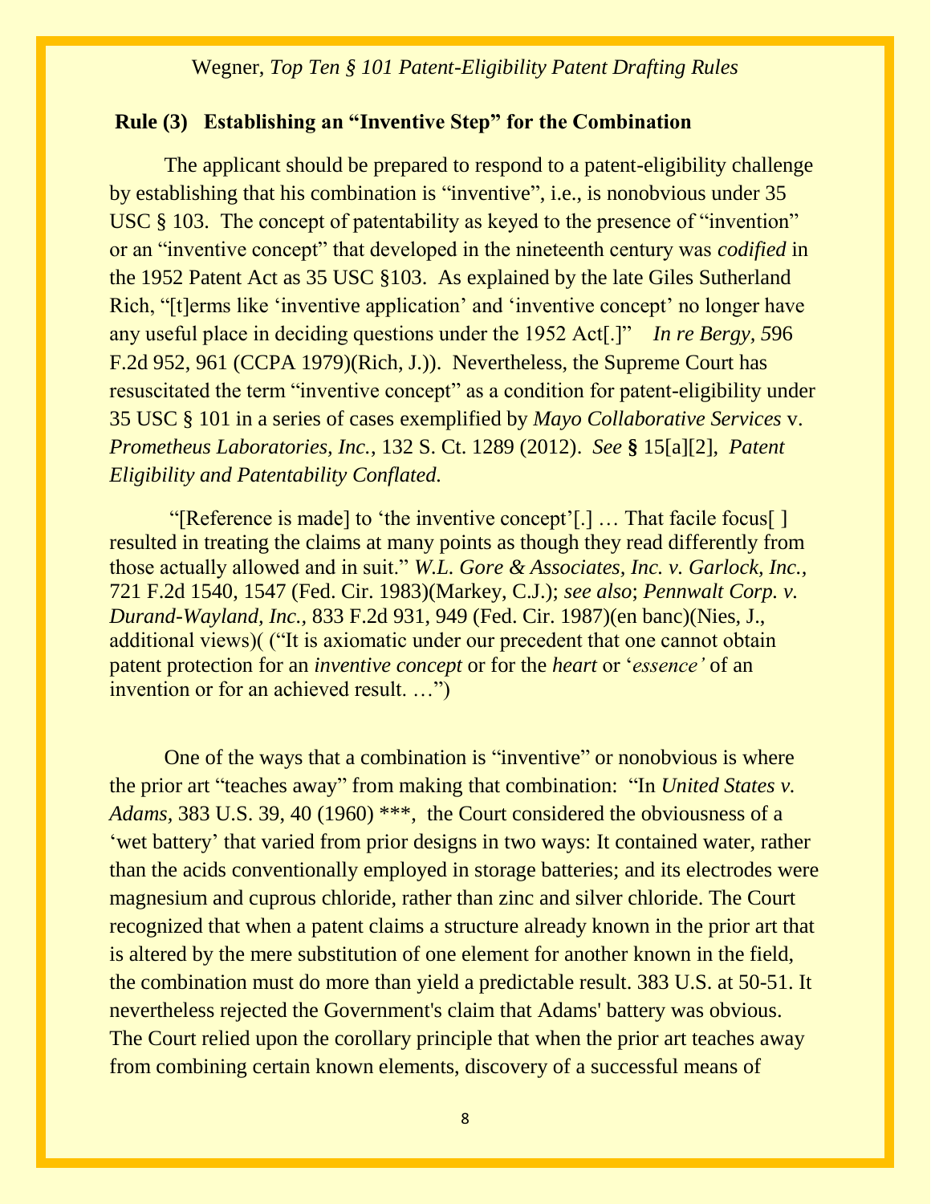## Rule (3) Establishing an "Inventive Step" for the Combination

The applicant should be prepared to respond to a patent-eligibility challenge by establishing that his combination is "inventive", i.e., is nonobvious under 35 USC § 103. The concept of patentability as keyed to the presence of "invention" or an "inventive concept" that developed in the nineteenth century was *codified* in the 1952 Patent Act as 35 USC §103. As explained by the late Giles Sutherland Rich, "[t]erms like 'inventive application' and 'inventive concept' no longer have any useful place in deciding questions under the 1952 Act[.]" *In re Bergy,* 596 F.2d 952, 961 (CCPA 1979)(Rich, J.)). Nevertheless, the Supreme Court has resuscitated the term "inventive concept" as a condition for patent-eligibility under 35 USC § 101 in a series of cases exemplified by *Mayo Collaborative Services* v. *Prometheus Laboratories, Inc.*, 132 S. Ct. 1289 (2012). *See* **§** 15[a][2], *Patent Eligibility and Patentability Conflated.*

"[Reference is made] to 'the inventive concept'[.] … That facile focus[ ] resulted in treating the claims at many points as though they read differently from those actually allowed and in suit." *W.L. Gore & Associates, Inc. v. Garlock, Inc.,* 721 F.2d 1540, 1547 (Fed. Cir. 1983)(Markey, C.J.); *see also*; *Pennwalt Corp. v. Durand-Wayland, Inc.,* 833 F.2d 931, 949 (Fed. Cir. 1987)(en banc)(Nies, J., additional views)( ("It is axiomatic under our precedent that one cannot obtain patent protection for an *inventive concept* or for the *heart* or '*essence'* of an invention or for an achieved result. …")

One of the ways that a combination is "inventive" or nonobvious is where the prior art "teaches away" from making that combination: "In *United States v. Adams,* 383 U.S. 39, 40 (1960) ***, the Court considered the obviousness of a 'wet battery' that varied from prior designs in two ways: It contained water, rather than the acids conventionally employed in storage batteries; and its electrodes were magnesium and cuprous chloride, rather than zinc and silver chloride. The Court recognized that when a patent claims a structure already known in the prior art that is altered by the mere substitution of one element for another known in the field, the combination must do more than yield a predictable result. 383 U.S. at 50-51. It nevertheless rejected the Government's claim that Adams' battery was obvious. The Court relied upon the corollary principle that when the prior art teaches away from combining certain known elements, discovery of a successful means of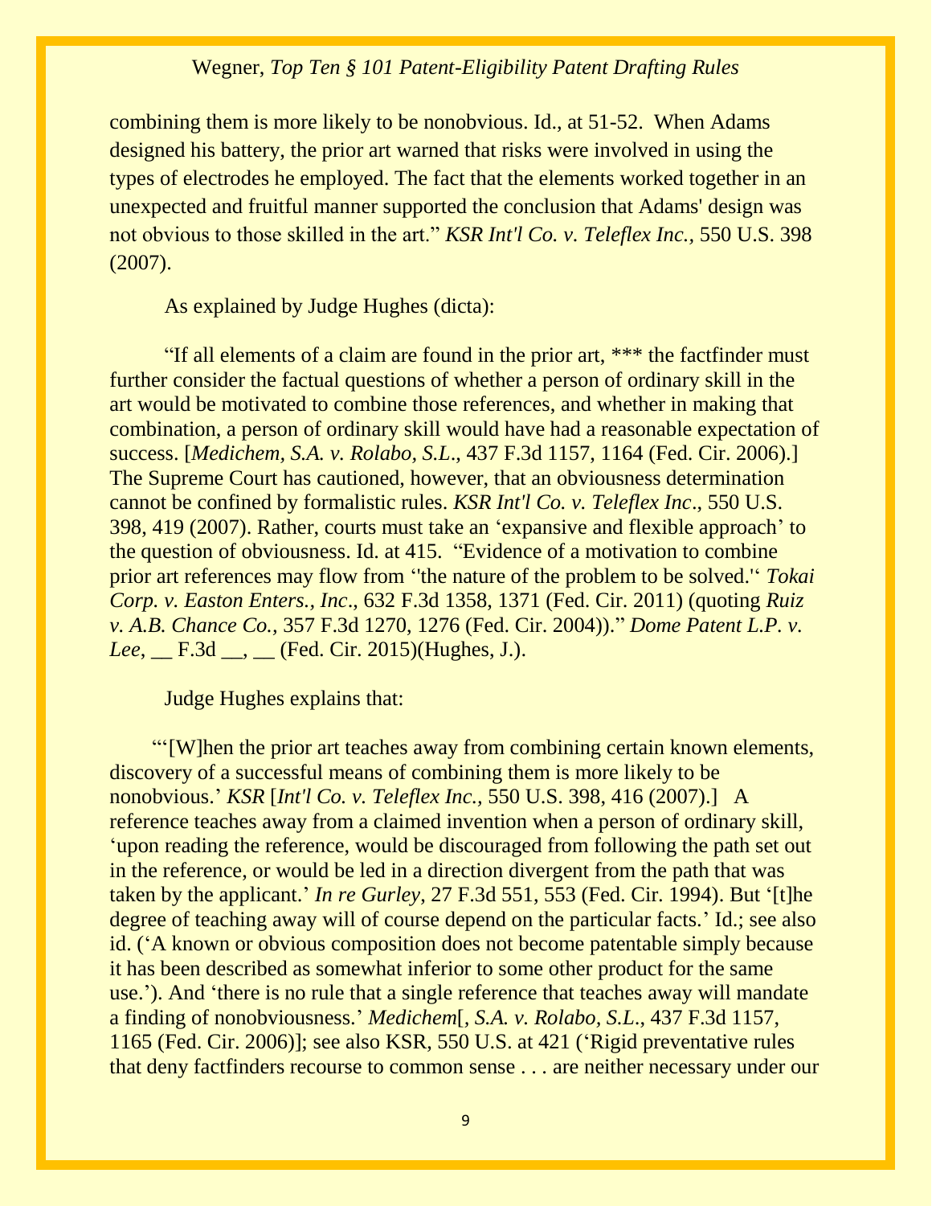combining them is more likely to be nonobvious. Id., at 51-52. When Adams designed his battery, the prior art warned that risks were involved in using the types of electrodes he employed. The fact that the elements worked together in an unexpected and fruitful manner supported the conclusion that Adams' design was not obvious to those skilled in the art." *KSR Int'l Co. v. Teleflex Inc.,* 550 U.S. 398 (2007).

As explained by Judge Hughes (dicta):

"If all elements of a claim are found in the prior art, *** the factfinder must further consider the factual questions of whether a person of ordinary skill in the art would be motivated to combine those references, and whether in making that combination, a person of ordinary skill would have had a reasonable expectation of success. [*Medichem, S.A. v. Rolabo, S.L.*, 437 F.3d 1157, 1164 (Fed. Cir. 2006).] The Supreme Court has cautioned, however, that an obviousness determination cannot be confined by formalistic rules. *KSR Int'l Co. v. Teleflex Inc*., 550 U.S. 398, 419 (2007). Rather, courts must take an 'expansive and flexible approach' to the question of obviousness. Id. at 415. "Evidence of a motivation to combine prior art references may flow from ''the nature of the problem to be solved.'' *Tokai Corp. v. Easton Enters., Inc*., 632 F.3d 1358, 1371 (Fed. Cir. 2011) (quoting *Ruiz v. A.B. Chance Co.,* 357 F.3d 1270, 1276 (Fed. Cir. 2004))." *Dome Patent L.P. v. Lee*, __ F.3d __, __ (Fed. Cir. 2015)(Hughes, J.).

Judge Hughes explains that:

"'[W]hen the prior art teaches away from combining certain known elements, discovery of a successful means of combining them is more likely to be nonobvious.' *KSR* [*Int'l Co. v. Teleflex Inc.,* 550 U.S. 398, 416 (2007).] A reference teaches away from a claimed invention when a person of ordinary skill, 'upon reading the reference, would be discouraged from following the path set out in the reference, or would be led in a direction divergent from the path that was taken by the applicant.' *In re Gurley,* 27 F.3d 551, 553 (Fed. Cir. 1994). But '[t]he degree of teaching away will of course depend on the particular facts.' Id.; see also id. ('A known or obvious composition does not become patentable simply because it has been described as somewhat inferior to some other product for the same use.'). And 'there is no rule that a single reference that teaches away will mandate a finding of nonobviousness.' *Medichem*[*, S.A. v. Rolabo, S.L.,* 437 F.3d 1157, 1165 (Fed. Cir. 2006)]; see also KSR, 550 U.S. at 421 ('Rigid preventative rules that deny factfinders recourse to common sense . . . are neither necessary under our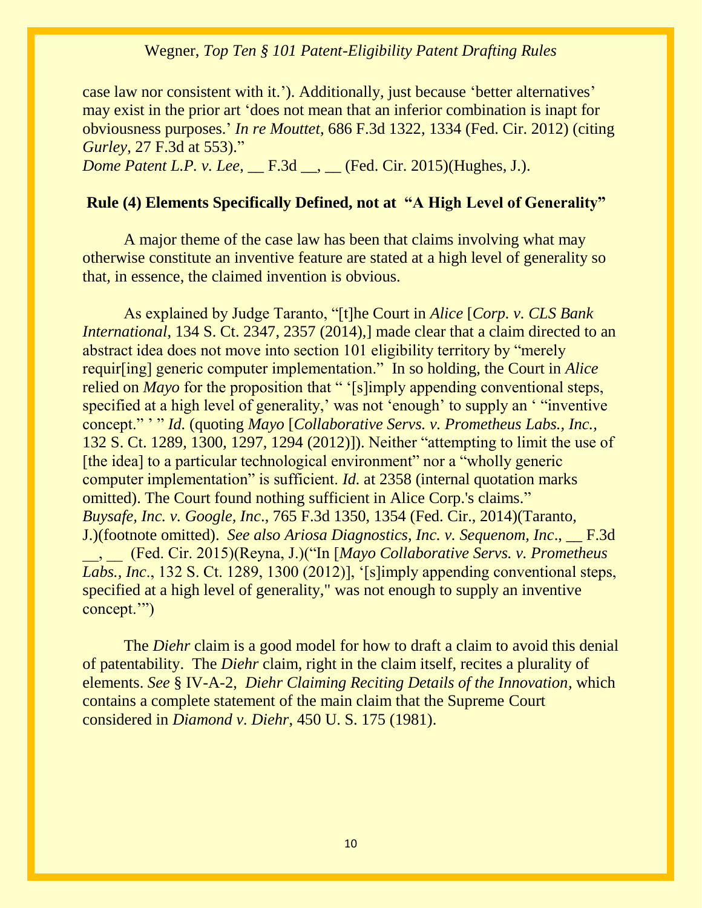case law nor consistent with it.'). Additionally, just because 'better alternatives' may exist in the prior art 'does not mean that an inferior combination is inapt for obviousness purposes.' *In re Mouttet*, 686 F.3d 1322, 1334 (Fed. Cir. 2012) (citing *Gurley*, 27 F.3d at 553)."
*Dome Patent L.P. v. Lee*, __ F.3d __, __ (Fed. Cir. 2015)(Hughes, J.).

**Rule (4) Elements Specifically Defined, not at "A High Level of Generality"**

A major theme of the case law has been that claims involving what may otherwise constitute an inventive feature are stated at a high level of generality so that, in essence, the claimed invention is obvious.

As explained by Judge Taranto, "[t]he Court in *Alice* [*Corp. v. CLS Bank International*, 134 S. Ct. 2347, 2357 (2014),] made clear that a claim directed to an abstract idea does not move into section 101 eligibility territory by "merely requir[ing] generic computer implementation." In so holding, the Court in *Alice* relied on *Mayo* for the proposition that " '[s]imply appending conventional steps, specified at a high level of generality,' was not 'enough' to supply an ' "inventive concept." ' " *Id.* (quoting *Mayo* [*Collaborative Servs. v. Prometheus Labs., Inc.*, 132 S. Ct. 1289, 1300, 1297, 1294 (2012)]). Neither "attempting to limit the use of [the idea] to a particular technological environment" nor a "wholly generic computer implementation" is sufficient. *Id.* at 2358 (internal quotation marks omitted). The Court found nothing sufficient in Alice Corp.'s claims." *Buysafe, Inc. v. Google, Inc*., 765 F.3d 1350, 1354 (Fed. Cir., 2014)(Taranto, J.)(footnote omitted). *See also Ariosa Diagnostics, Inc. v. Sequenom, Inc*., __ F.3d __, __ (Fed. Cir. 2015)(Reyna, J.)("In [*Mayo Collaborative Servs. v. Prometheus Labs., Inc*., 132 S. Ct. 1289, 1300 (2012)], '[s]imply appending conventional steps, specified at a high level of generality," was not enough to supply an inventive concept.'")

The *Diehr* claim is a good model for how to draft a claim to avoid this denial of patentability. The *Diehr* claim, right in the claim itself, recites a plurality of elements. *See* § IV-A-2, *Diehr Claiming Reciting Details of the Innovation*, which contains a complete statement of the main claim that the Supreme Court considered in *Diamond v. Diehr*, 450 U. S. 175 (1981).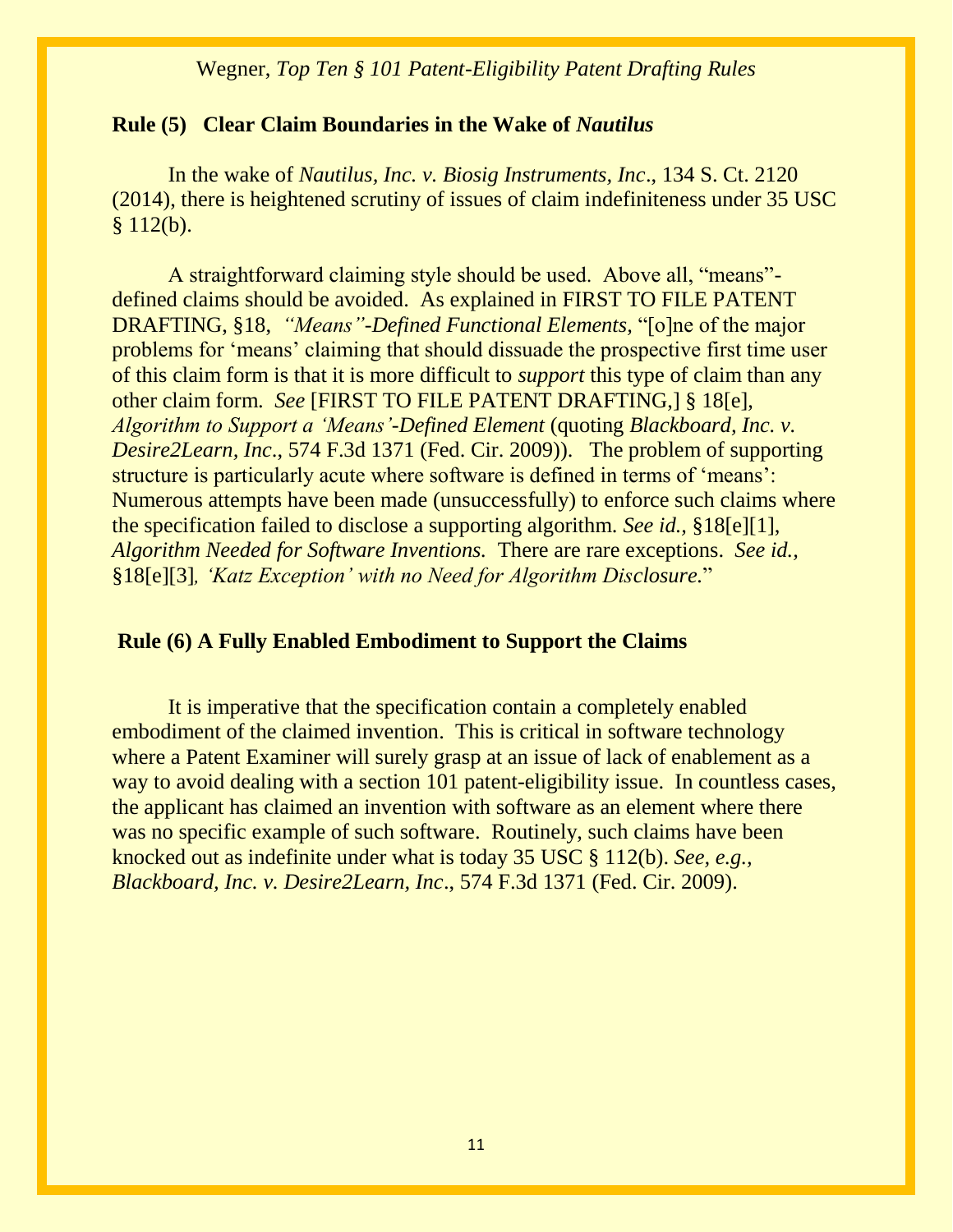## Rule (5) Clear Claim Boundaries in the Wake of *Nautilus*

In the wake of *Nautilus, Inc. v. Biosig Instruments, Inc*., 134 S. Ct. 2120 (2014), there is heightened scrutiny of issues of claim indefiniteness under 35 USC § 112(b).

A straightforward claiming style should be used. Above all, "means"-defined claims should be avoided. As explained in FIRST TO FILE PATENT DRAFTING, §18, *"Means"-Defined Functional Elements,* "[o]ne of the major problems for 'means' claiming that should dissuade the prospective first time user of this claim form is that it is more difficult to *support* this type of claim than any other claim form. *See* [FIRST TO FILE PATENT DRAFTING,] § 18[e], *Algorithm to Support a 'Means'-Defined Element* (quoting *Blackboard, Inc. v. Desire2Learn, Inc*., 574 F.3d 1371 (Fed. Cir. 2009)). The problem of supporting structure is particularly acute where software is defined in terms of 'means': Numerous attempts have been made (unsuccessfully) to enforce such claims where the specification failed to disclose a supporting algorithm. *See id.,* §18[e][1], *Algorithm Needed for Software Inventions.* There are rare exceptions. *See id.,* §18[e][3]*, 'Katz Exception' with no Need for Algorithm Disclosure.*"

## Rule (6) A Fully Enabled Embodiment to Support the Claims

It is imperative that the specification contain a completely enabled embodiment of the claimed invention. This is critical in software technology where a Patent Examiner will surely grasp at an issue of lack of enablement as a way to avoid dealing with a section 101 patent-eligibility issue. In countless cases, the applicant has claimed an invention with software as an element where there was no specific example of such software. Routinely, such claims have been knocked out as indefinite under what is today 35 USC § 112(b). *See, e.g., Blackboard, Inc. v. Desire2Learn, Inc*., 574 F.3d 1371 (Fed. Cir. 2009).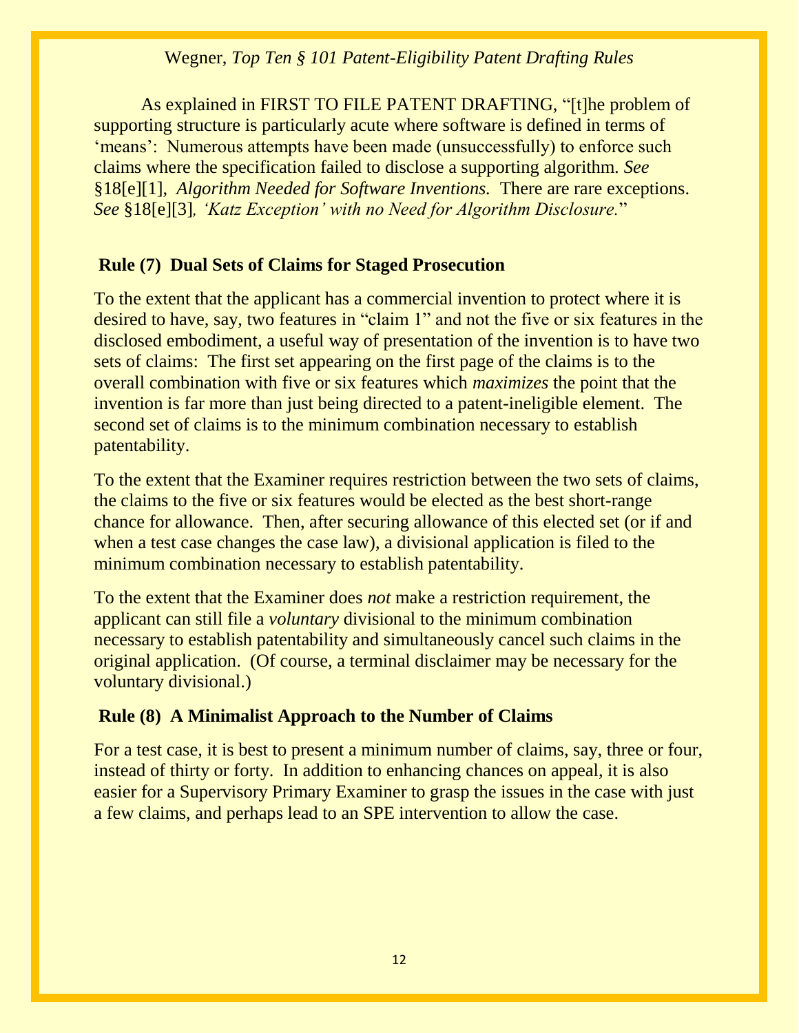As explained in FIRST TO FILE PATENT DRAFTING, "[t]he problem of supporting structure is particularly acute where software is defined in terms of 'means': Numerous attempts have been made (unsuccessfully) to enforce such claims where the specification failed to disclose a supporting algorithm. *See* §18[e][1], *Algorithm Needed for Software Inventions.* There are rare exceptions. *See* §18[e][3], *'Katz Exception' with no Need for Algorithm Disclosure.*"

## Rule (7) Dual Sets of Claims for Staged Prosecution

To the extent that the applicant has a commercial invention to protect where it is desired to have, say, two features in "claim 1" and not the five or six features in the disclosed embodiment, a useful way of presentation of the invention is to have two sets of claims: The first set appearing on the first page of the claims is to the overall combination with five or six features which *maximizes* the point that the invention is far more than just being directed to a patent-ineligible element. The second set of claims is to the minimum combination necessary to establish patentability.

To the extent that the Examiner requires restriction between the two sets of claims, the claims to the five or six features would be elected as the best short-range chance for allowance. Then, after securing allowance of this elected set (or if and when a test case changes the case law), a divisional application is filed to the minimum combination necessary to establish patentability.

To the extent that the Examiner does *not* make a restriction requirement, the applicant can still file a *voluntary* divisional to the minimum combination necessary to establish patentability and simultaneously cancel such claims in the original application. (Of course, a terminal disclaimer may be necessary for the voluntary divisional.)

## Rule (8) A Minimalist Approach to the Number of Claims

For a test case, it is best to present a minimum number of claims, say, three or four, instead of thirty or forty. In addition to enhancing chances on appeal, it is also easier for a Supervisory Primary Examiner to grasp the issues in the case with just a few claims, and perhaps lead to an SPE intervention to allow the case.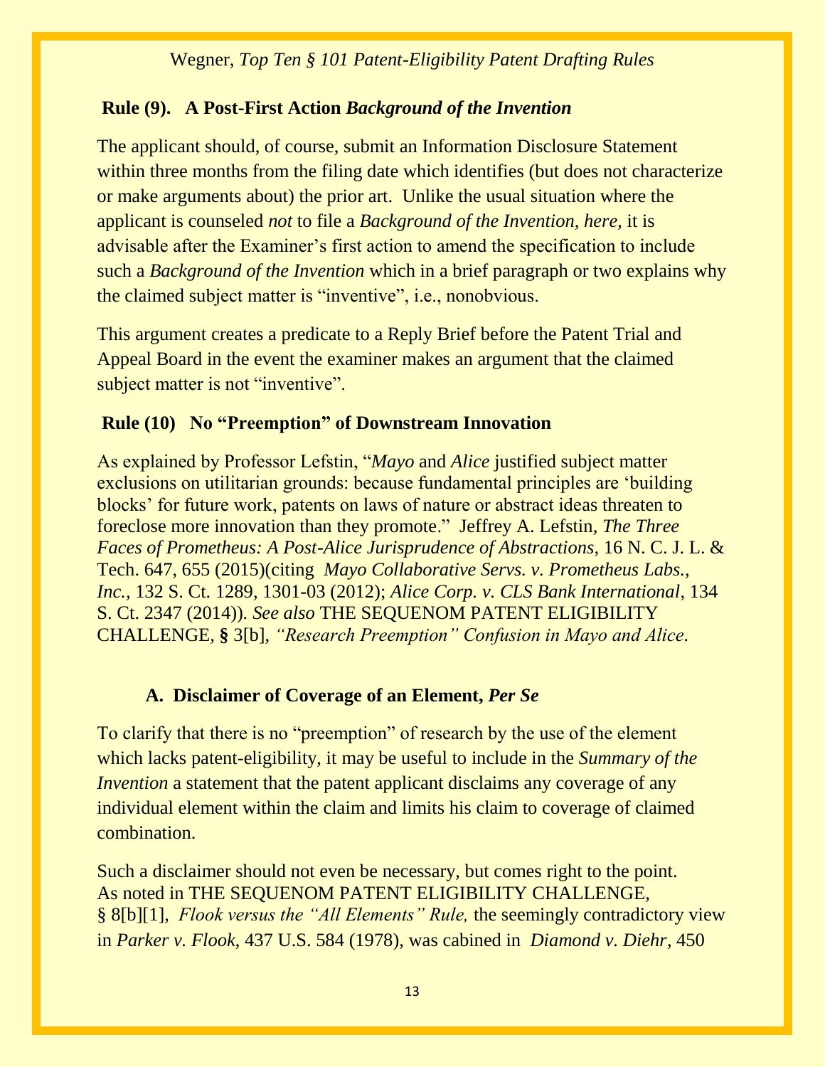## Rule (9). A Post-First Action *Background of the Invention*

The applicant should, of course, submit an Information Disclosure Statement within three months from the filing date which identifies (but does not characterize or make arguments about) the prior art. Unlike the usual situation where the applicant is counseled *not* to file a *Background of the Invention, here,* it is advisable after the Examiner's first action to amend the specification to include such a *Background of the Invention* which in a brief paragraph or two explains why the claimed subject matter is "inventive", i.e., nonobvious.

This argument creates a predicate to a Reply Brief before the Patent Trial and Appeal Board in the event the examiner makes an argument that the claimed subject matter is not "inventive".

## Rule (10) No "Preemption" of Downstream Innovation

As explained by Professor Lefstin, "*Mayo* and *Alice* justified subject matter exclusions on utilitarian grounds: because fundamental principles are 'building blocks' for future work, patents on laws of nature or abstract ideas threaten to foreclose more innovation than they promote." Jeffrey A. Lefstin, *The Three Faces of Prometheus: A Post-Alice Jurisprudence of Abstractions,* 16 N. C. J. L. & Tech. 647, 655 (2015)(citing *Mayo Collaborative Servs. v. Prometheus Labs., Inc.,* 132 S. Ct. 1289, 1301-03 (2012); *Alice Corp. v. CLS Bank International*, 134 S. Ct. 2347 (2014)). *See also* THE SEQUENOM PATENT ELIGIBILITY CHALLENGE, **§** 3[b], *"Research Preemption" Confusion in Mayo and Alice*.

### A. Disclaimer of Coverage of an Element, *Per Se*

To clarify that there is no "preemption" of research by the use of the element which lacks patent-eligibility, it may be useful to include in the *Summary of the Invention* a statement that the patent applicant disclaims any coverage of any individual element within the claim and limits his claim to coverage of claimed combination.

Such a disclaimer should not even be necessary, but comes right to the point. As noted in THE SEQUENOM PATENT ELIGIBILITY CHALLENGE, § 8[b][1], *Flook versus the "All Elements" Rule,* the seemingly contradictory view in *Parker v. Flook*, 437 U.S. 584 (1978), was cabined in *Diamond v. Diehr*, 450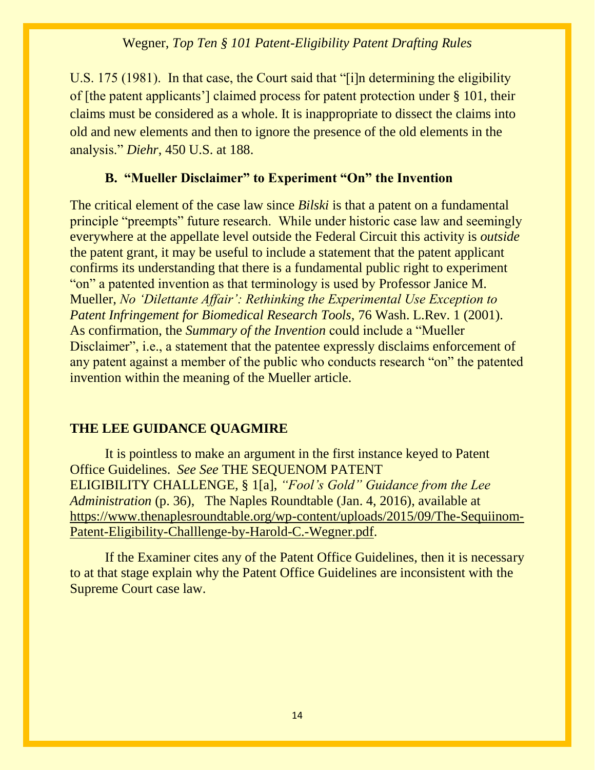U.S. 175 (1981). In that case, the Court said that "[i]n determining the eligibility of [the patent applicants'] claimed process for patent protection under § 101, their claims must be considered as a whole. It is inappropriate to dissect the claims into old and new elements and then to ignore the presence of the old elements in the analysis." *Diehr*, 450 U.S. at 188.

### B. "Mueller Disclaimer" to Experiment "On" the Invention

The critical element of the case law since *Bilski* is that a patent on a fundamental principle "preempts" future research. While under historic case law and seemingly everywhere at the appellate level outside the Federal Circuit this activity is *outside* the patent grant, it may be useful to include a statement that the patent applicant confirms its understanding that there is a fundamental public right to experiment "on" a patented invention as that terminology is used by Professor Janice M. Mueller, *No 'Dilettante Affair': Rethinking the Experimental Use Exception to Patent Infringement for Biomedical Research Tools*, 76 Wash. L.Rev. 1 (2001). As confirmation, the *Summary of the Invention* could include a "Mueller Disclaimer", i.e., a statement that the patentee expressly disclaims enforcement of any patent against a member of the public who conducts research "on" the patented invention within the meaning of the Mueller article.

## THE LEE GUIDANCE QUAGMIRE

It is pointless to make an argument in the first instance keyed to Patent Office Guidelines. *See See* THE SEQUENOM PATENT ELIGIBILITY CHALLENGE, § 1[a], *"Fool's Gold" Guidance from the Lee Administration* (p. 36), The Naples Roundtable (Jan. 4, 2016), available at https://www.thenaplesroundtable.org/wp-content/uploads/2015/09/The-Sequiinom-Patent-Eligibility-Challlenge-by-Harold-C.-Wegner.pdf.

If the Examiner cites any of the Patent Office Guidelines, then it is necessary to at that stage explain why the Patent Office Guidelines are inconsistent with the Supreme Court case law.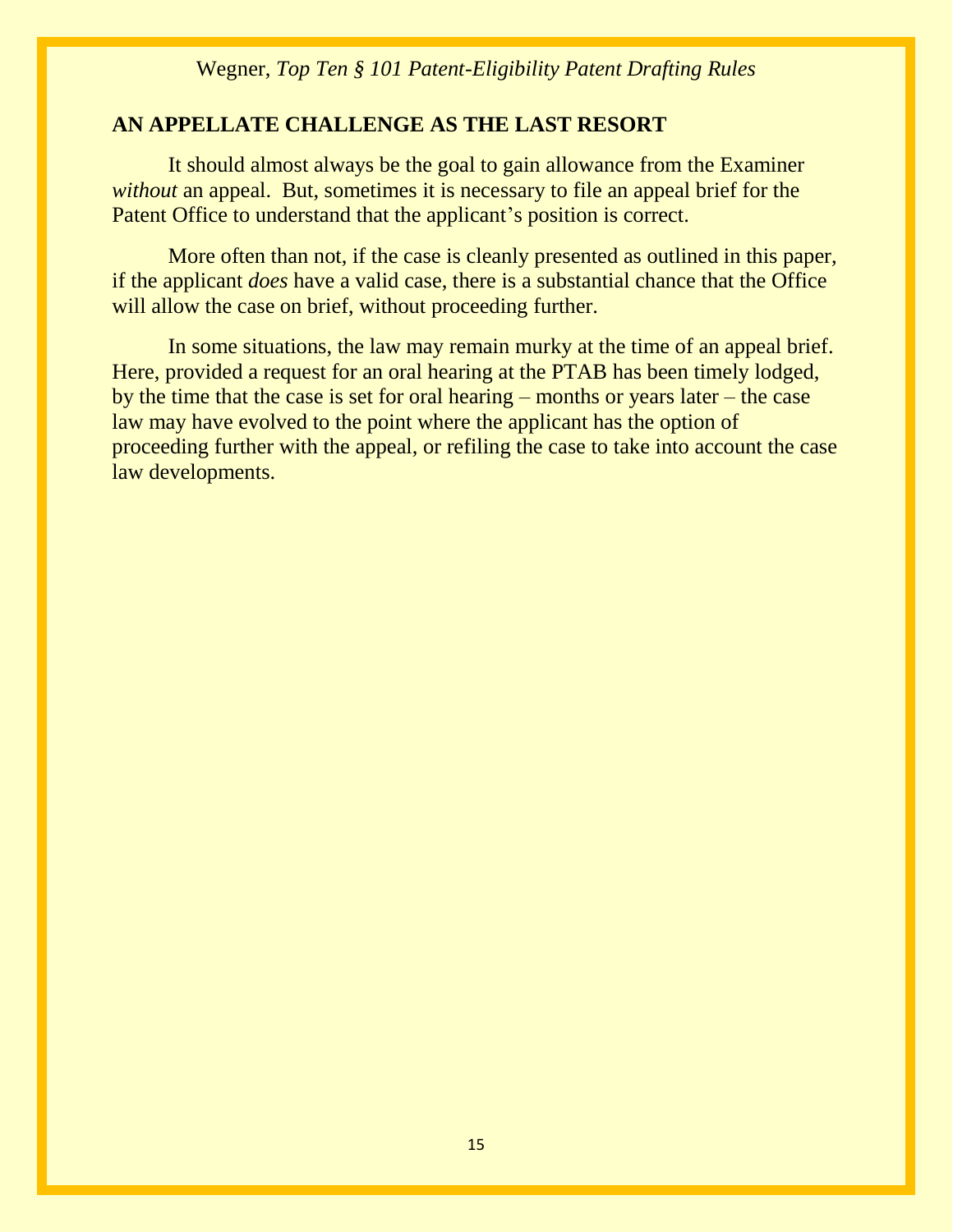## AN APPELLATE CHALLENGE AS THE LAST RESORT

It should almost always be the goal to gain allowance from the Examiner *without* an appeal. But, sometimes it is necessary to file an appeal brief for the Patent Office to understand that the applicant's position is correct.

More often than not, if the case is cleanly presented as outlined in this paper, if the applicant *does* have a valid case, there is a substantial chance that the Office will allow the case on brief, without proceeding further.

In some situations, the law may remain murky at the time of an appeal brief. Here, provided a request for an oral hearing at the PTAB has been timely lodged, by the time that the case is set for oral hearing – months or years later – the case law may have evolved to the point where the applicant has the option of proceeding further with the appeal, or refiling the case to take into account the case law developments.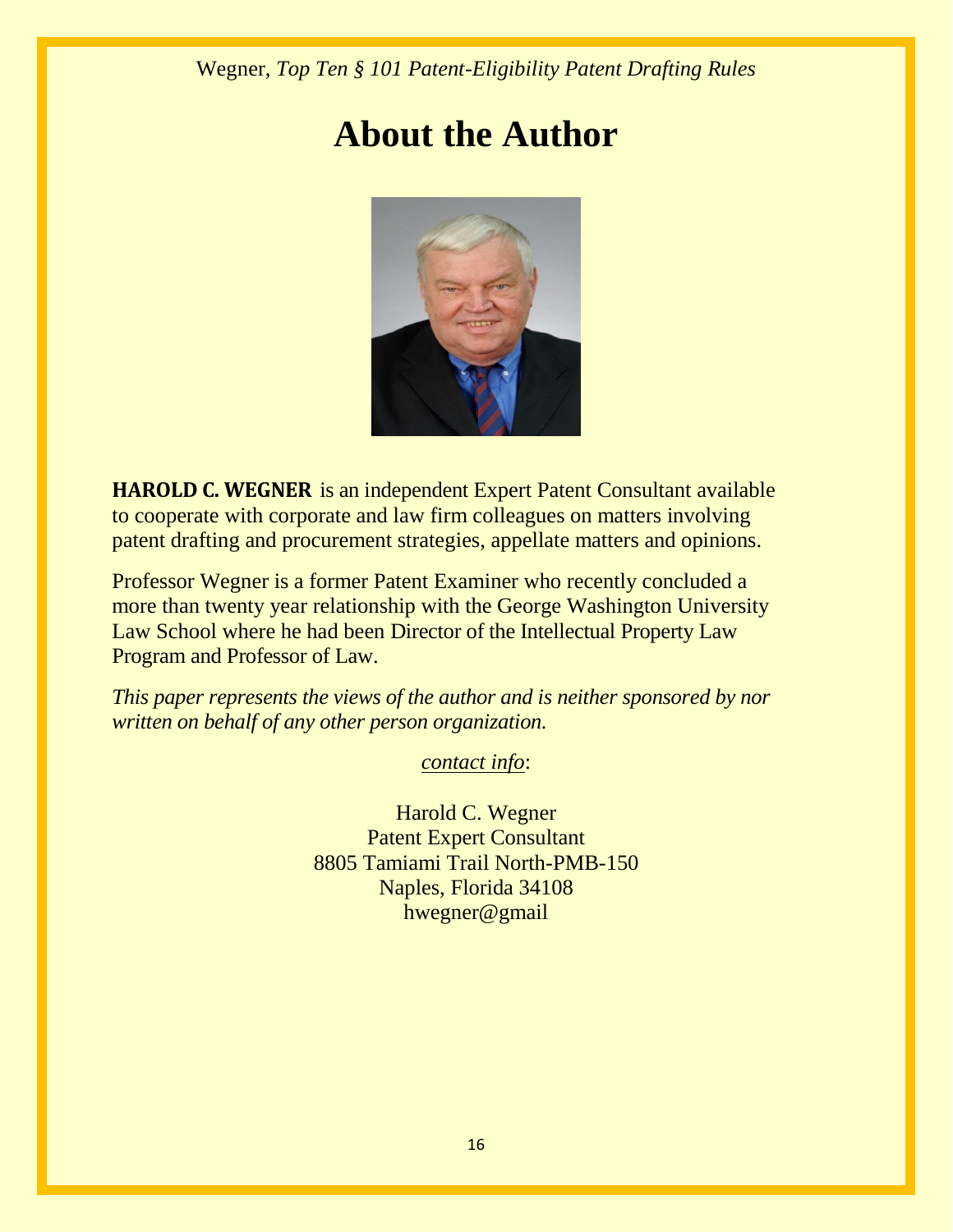# About the Author

**HAROLD C. WEGNER** is an independent Expert Patent Consultant available to cooperate with corporate and law firm colleagues on matters involving patent drafting and procurement strategies, appellate matters and opinions.

Professor Wegner is a former Patent Examiner who recently concluded a more than twenty year relationship with the George Washington University Law School where he had been Director of the Intellectual Property Law Program and Professor of Law.

*This paper represents the views of the author and is neither sponsored by nor written on behalf of any other person organization.*

*contact info*:

Harold C. Wegner
Patent Expert Consultant
8805 Tamiami Trail North-PMB-150
Naples, Florida 34108
hwegner@gmail